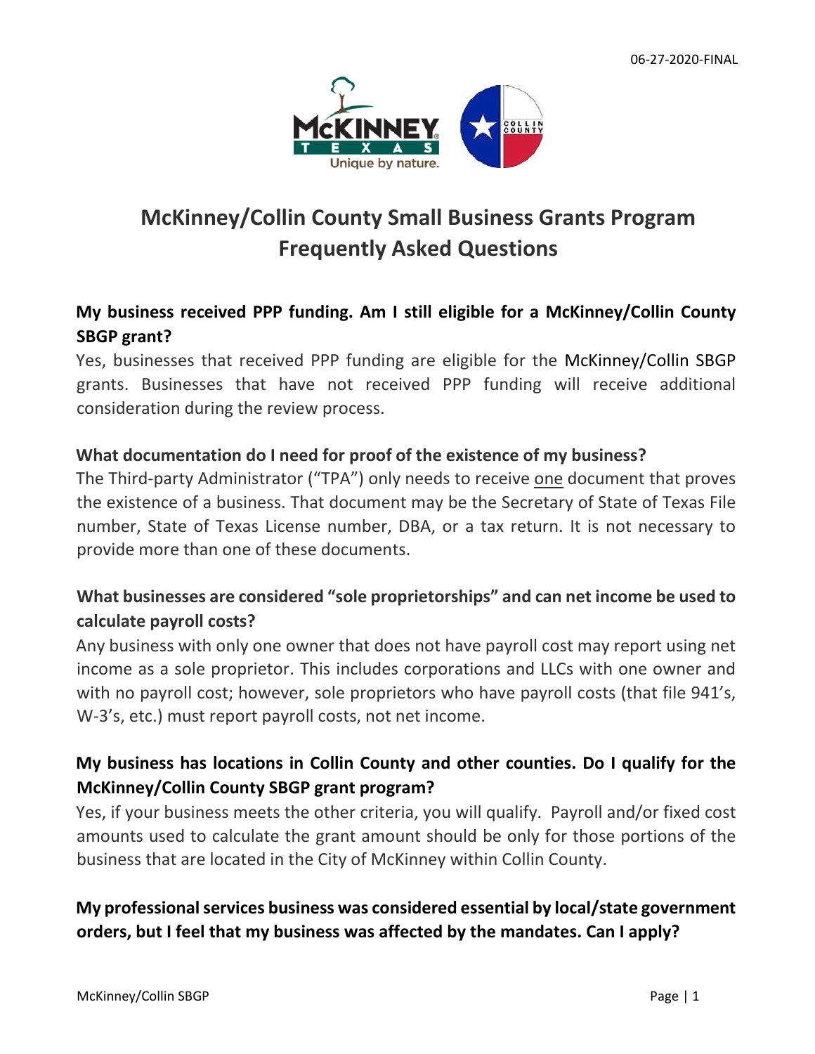06-27-2020-FINAL

# McKinney/Collin County Small Business Grants Program Frequently Asked Questions

### My business received PPP funding. Am I still eligible for a McKinney/Collin County SBGP grant?

Yes, businesses that received PPP funding are eligible for the McKinney/Collin SBGP grants. Businesses that have not received PPP funding will receive additional consideration during the review process.

### What documentation do I need for proof of the existence of my business?

The Third-party Administrator ("TPA") only needs to receive one document that proves the existence of a business. That document may be the Secretary of State of Texas File number, State of Texas License number, DBA, or a tax return. It is not necessary to provide more than one of these documents.

### What businesses are considered "sole proprietorships" and can net income be used to calculate payroll costs?

Any business with only one owner that does not have payroll cost may report using net income as a sole proprietor. This includes corporations and LLCs with one owner and with no payroll cost; however, sole proprietors who have payroll costs (that file 941's, W-3's, etc.) must report payroll costs, not net income.

### My business has locations in Collin County and other counties. Do I qualify for the McKinney/Collin County SBGP grant program?

Yes, if your business meets the other criteria, you will qualify. Payroll and/or fixed cost amounts used to calculate the grant amount should be only for those portions of the business that are located in the City of McKinney within Collin County.

### My professional services business was considered essential by local/state government orders, but I feel that my business was affected by the mandates. Can I apply?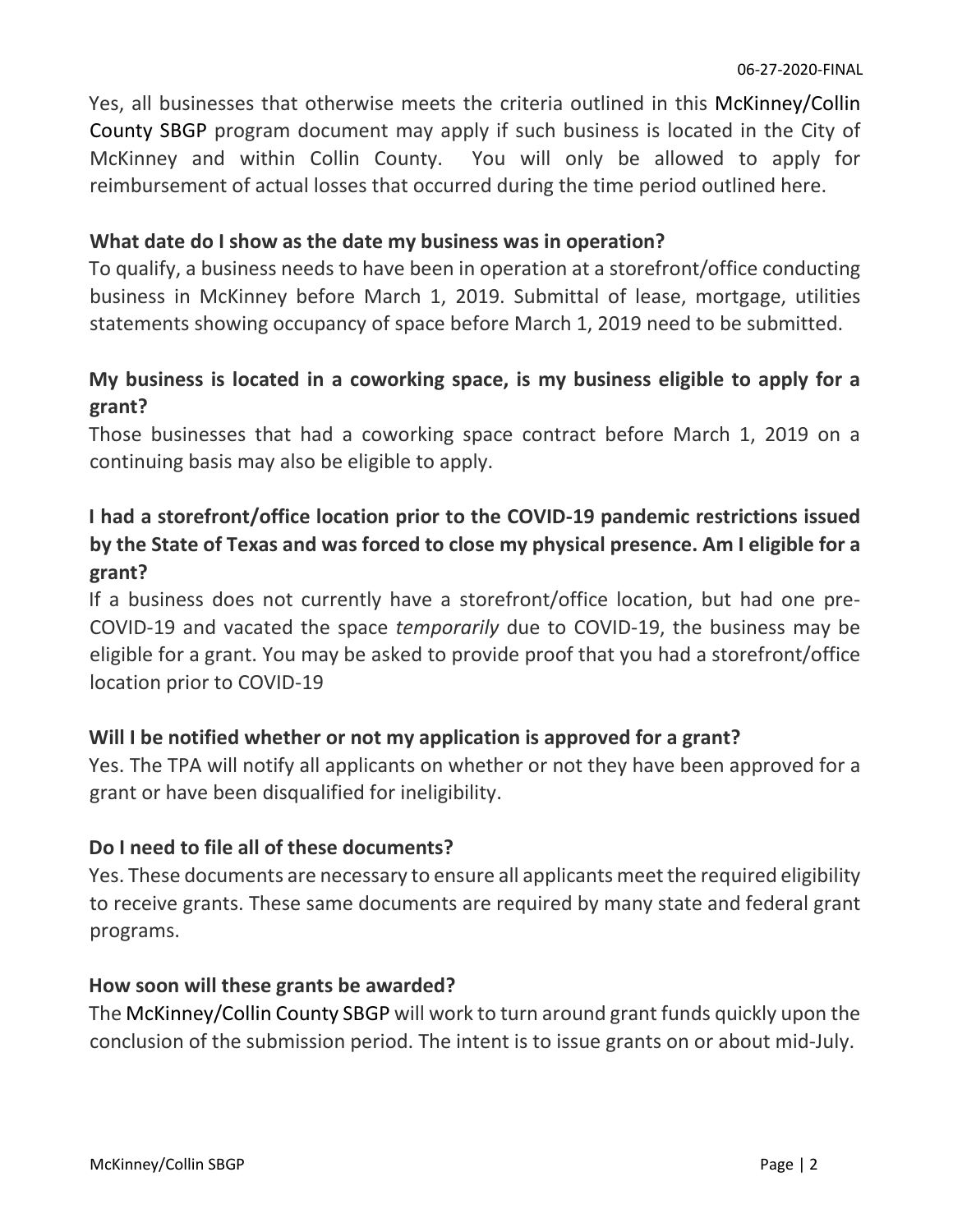Yes, all businesses that otherwise meets the criteria outlined in this McKinney/Collin County SBGP program document may apply if such business is located in the City of McKinney and within Collin County. You will only be allowed to apply for reimbursement of actual losses that occurred during the time period outlined here.

**What date do I show as the date my business was in operation?**

To qualify, a business needs to have been in operation at a storefront/office conducting business in McKinney before March 1, 2019. Submittal of lease, mortgage, utilities statements showing occupancy of space before March 1, 2019 need to be submitted.

**My business is located in a coworking space, is my business eligible to apply for a grant?**

Those businesses that had a coworking space contract before March 1, 2019 on a continuing basis may also be eligible to apply.

**I had a storefront/office location prior to the COVID-19 pandemic restrictions issued by the State of Texas and was forced to close my physical presence. Am I eligible for a grant?**

If a business does not currently have a storefront/office location, but had one pre-COVID-19 and vacated the space *temporarily* due to COVID-19, the business may be eligible for a grant. You may be asked to provide proof that you had a storefront/office location prior to COVID-19

**Will I be notified whether or not my application is approved for a grant?**

Yes. The TPA will notify all applicants on whether or not they have been approved for a grant or have been disqualified for ineligibility.

**Do I need to file all of these documents?**

Yes. These documents are necessary to ensure all applicants meet the required eligibility to receive grants. These same documents are required by many state and federal grant programs.

**How soon will these grants be awarded?**

The McKinney/Collin County SBGP will work to turn around grant funds quickly upon the conclusion of the submission period. The intent is to issue grants on or about mid-July.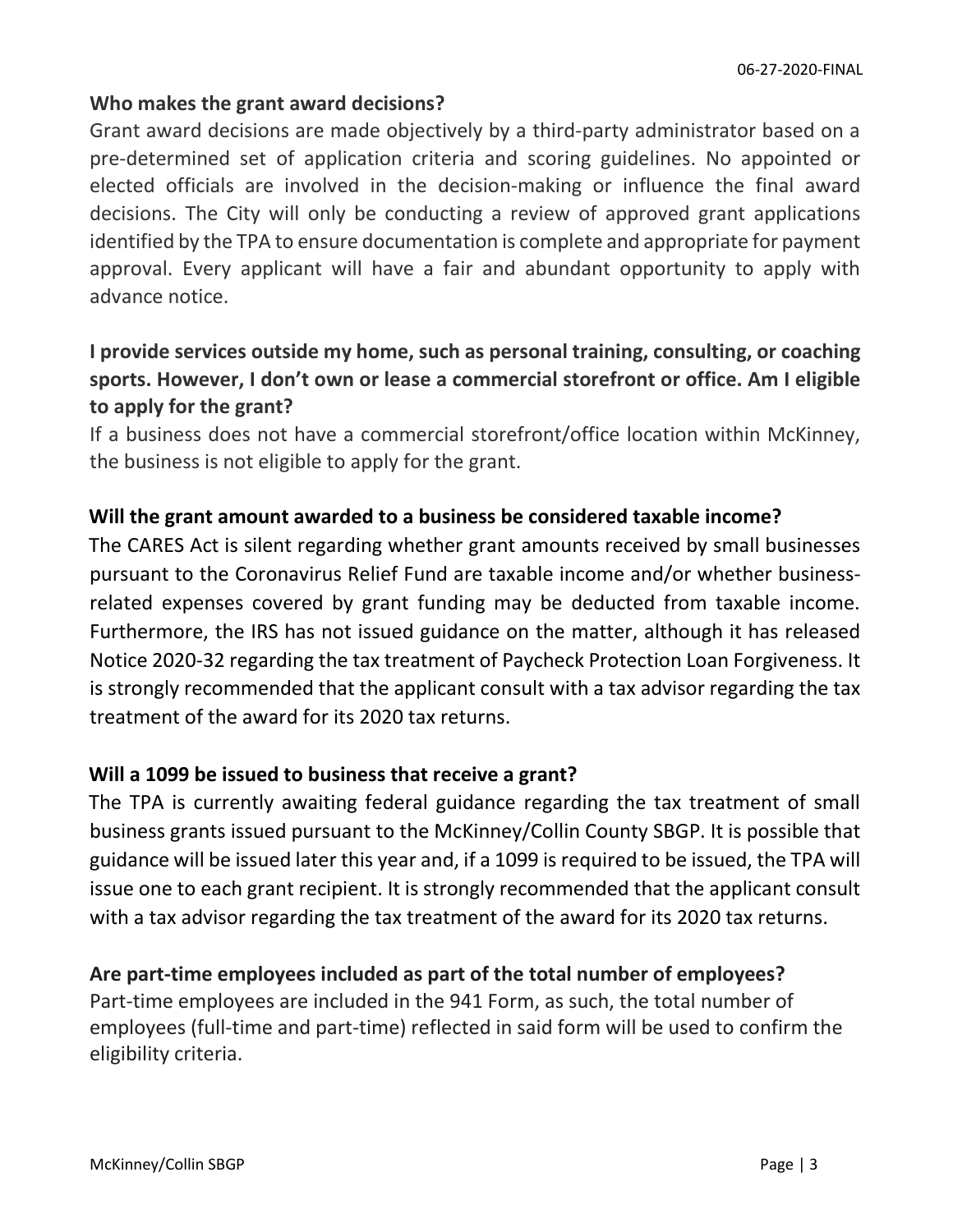**Who makes the grant award decisions?**

Grant award decisions are made objectively by a third-party administrator based on a pre-determined set of application criteria and scoring guidelines. No appointed or elected officials are involved in the decision-making or influence the final award decisions. The City will only be conducting a review of approved grant applications identified by the TPA to ensure documentation is complete and appropriate for payment approval. Every applicant will have a fair and abundant opportunity to apply with advance notice.

**I provide services outside my home, such as personal training, consulting, or coaching sports. However, I don't own or lease a commercial storefront or office. Am I eligible to apply for the grant?**

If a business does not have a commercial storefront/office location within McKinney, the business is not eligible to apply for the grant.

**Will the grant amount awarded to a business be considered taxable income?**

The CARES Act is silent regarding whether grant amounts received by small businesses pursuant to the Coronavirus Relief Fund are taxable income and/or whether business-related expenses covered by grant funding may be deducted from taxable income. Furthermore, the IRS has not issued guidance on the matter, although it has released Notice 2020-32 regarding the tax treatment of Paycheck Protection Loan Forgiveness. It is strongly recommended that the applicant consult with a tax advisor regarding the tax treatment of the award for its 2020 tax returns.

**Will a 1099 be issued to business that receive a grant?**

The TPA is currently awaiting federal guidance regarding the tax treatment of small business grants issued pursuant to the McKinney/Collin County SBGP. It is possible that guidance will be issued later this year and, if a 1099 is required to be issued, the TPA will issue one to each grant recipient. It is strongly recommended that the applicant consult with a tax advisor regarding the tax treatment of the award for its 2020 tax returns.

**Are part-time employees included as part of the total number of employees?**

Part-time employees are included in the 941 Form, as such, the total number of employees (full-time and part-time) reflected in said form will be used to confirm the eligibility criteria.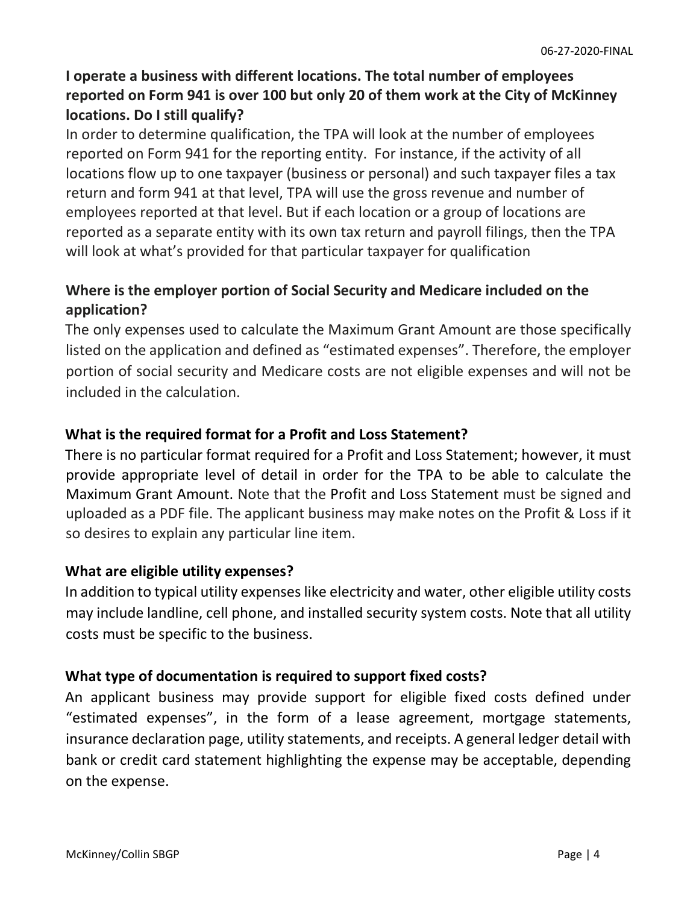**I operate a business with different locations. The total number of employees reported on Form 941 is over 100 but only 20 of them work at the City of McKinney locations. Do I still qualify?**

In order to determine qualification, the TPA will look at the number of employees reported on Form 941 for the reporting entity. For instance, if the activity of all locations flow up to one taxpayer (business or personal) and such taxpayer files a tax return and form 941 at that level, TPA will use the gross revenue and number of employees reported at that level. But if each location or a group of locations are reported as a separate entity with its own tax return and payroll filings, then the TPA will look at what's provided for that particular taxpayer for qualification

**Where is the employer portion of Social Security and Medicare included on the application?**

The only expenses used to calculate the Maximum Grant Amount are those specifically listed on the application and defined as "estimated expenses". Therefore, the employer portion of social security and Medicare costs are not eligible expenses and will not be included in the calculation.

**What is the required format for a Profit and Loss Statement?**

There is no particular format required for a Profit and Loss Statement; however, it must provide appropriate level of detail in order for the TPA to be able to calculate the Maximum Grant Amount. Note that the Profit and Loss Statement must be signed and uploaded as a PDF file. The applicant business may make notes on the Profit & Loss if it so desires to explain any particular line item.

**What are eligible utility expenses?**

In addition to typical utility expenses like electricity and water, other eligible utility costs may include landline, cell phone, and installed security system costs. Note that all utility costs must be specific to the business.

**What type of documentation is required to support fixed costs?**

An applicant business may provide support for eligible fixed costs defined under "estimated expenses", in the form of a lease agreement, mortgage statements, insurance declaration page, utility statements, and receipts. A general ledger detail with bank or credit card statement highlighting the expense may be acceptable, depending on the expense.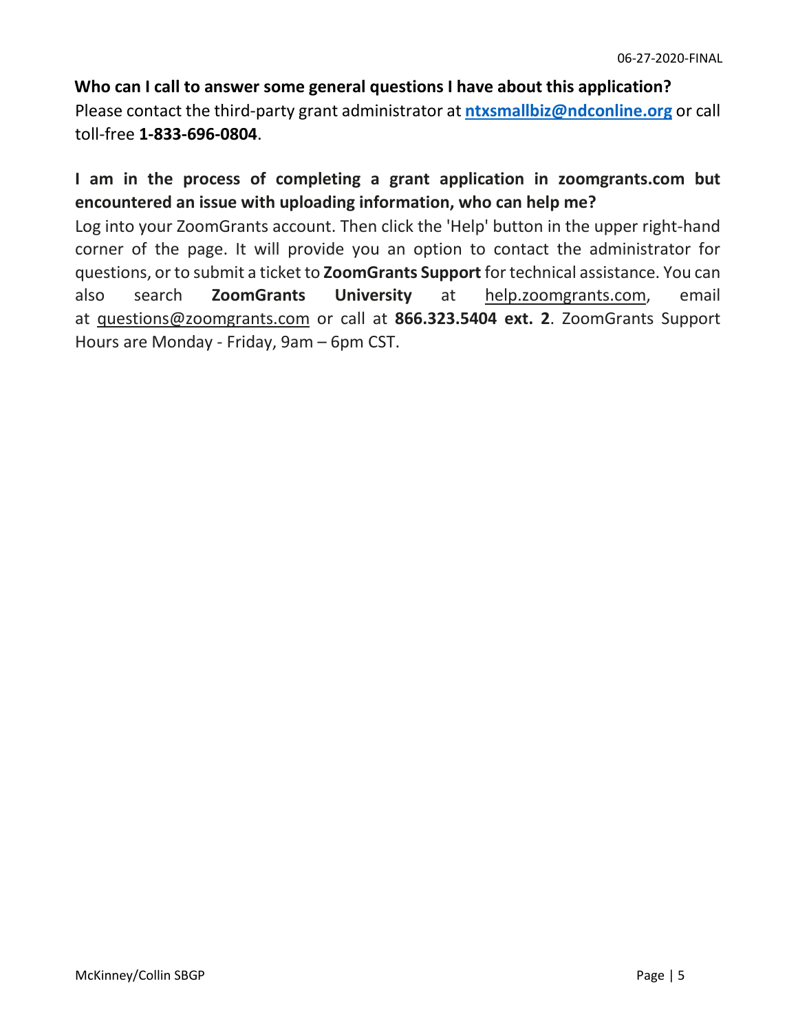**Who can I call to answer some general questions I have about this application?**

Please contact the third-party grant administrator at **ntxsmallbiz@ndconline.org** or call toll-free **1-833-696-0804**.

**I am in the process of completing a grant application in zoomgrants.com but encountered an issue with uploading information, who can help me?**

Log into your ZoomGrants account. Then click the 'Help' button in the upper right-hand corner of the page. It will provide you an option to contact the administrator for questions, or to submit a ticket to **ZoomGrants Support** for technical assistance. You can also search **ZoomGrants University** at help.zoomgrants.com, email at questions@zoomgrants.com or call at **866.323.5404 ext. 2**. ZoomGrants Support Hours are Monday - Friday, 9am – 6pm CST.